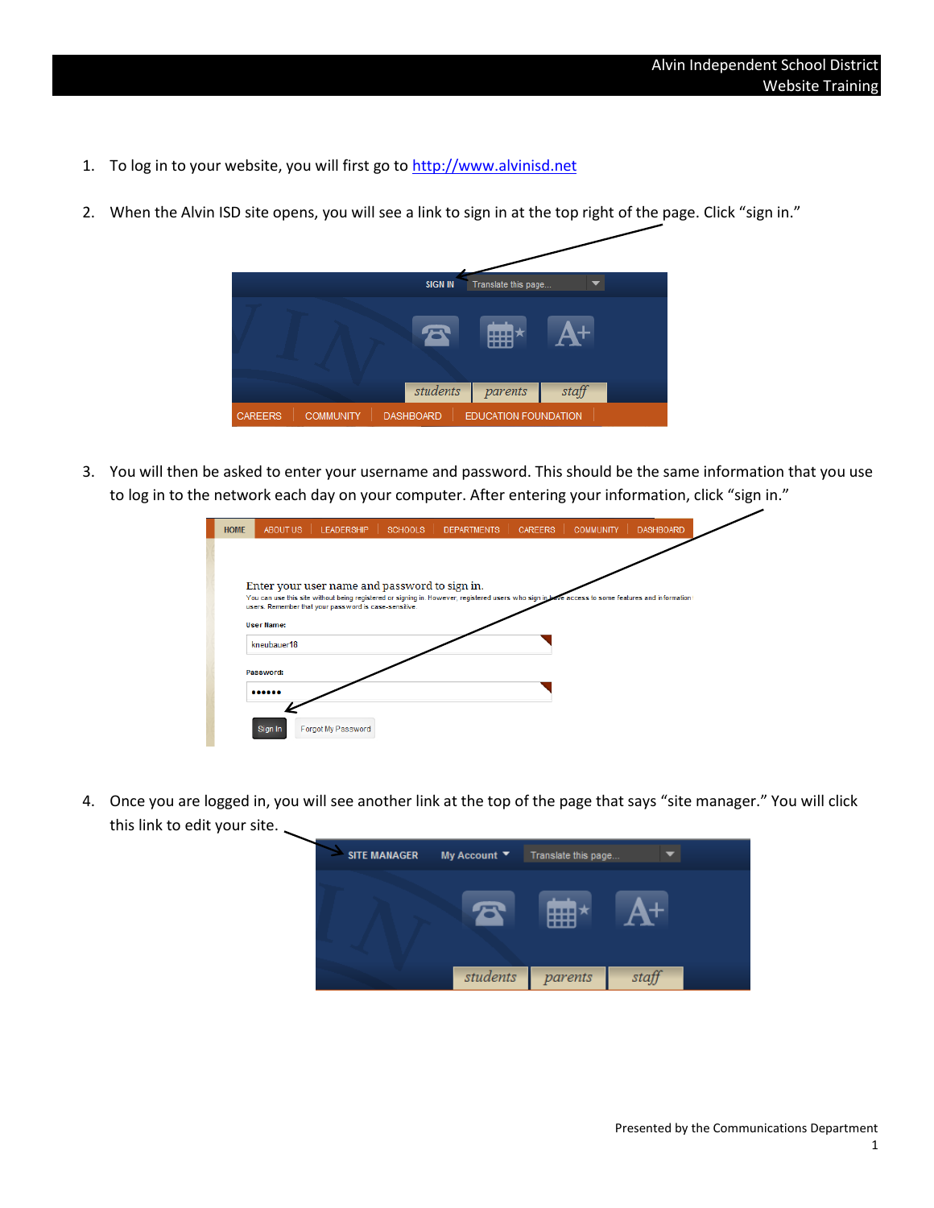1. To log in to your website, you will first go to http://www.alvinisd.net

2. When the Alvin ISD site opens, you will see a link to sign in at the top right of the page. Click "sign in."

3. You will then be asked to enter your username and password. This should be the same information that you use to log in to the network each day on your computer. After entering your information, click "sign in."

4. Once you are logged in, you will see another link at the top of the page that says "site manager." You will click this link to edit your site.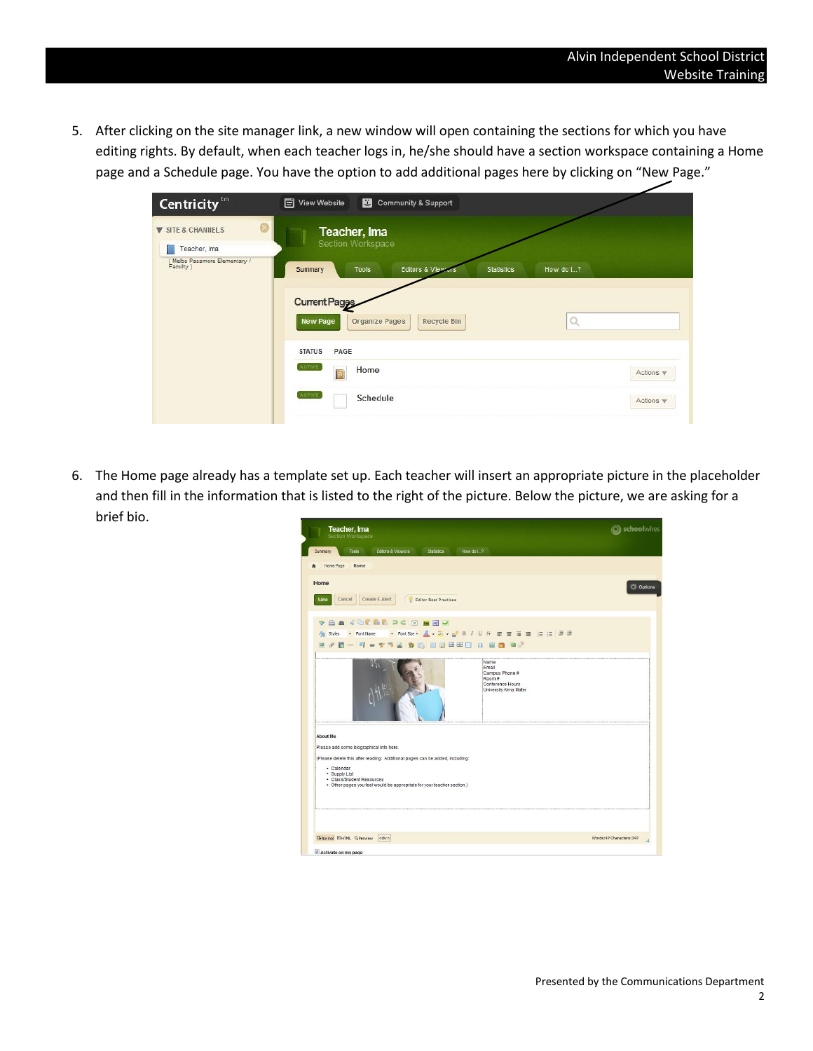5. After clicking on the site manager link, a new window will open containing the sections for which you have editing rights. By default, when each teacher logs in, he/she should have a section workspace containing a Home page and a Schedule page. You have the option to add additional pages here by clicking on "New Page."

6. The Home page already has a template set up. Each teacher will insert an appropriate picture in the placeholder and then fill in the information that is listed to the right of the picture. Below the picture, we are asking for a brief bio.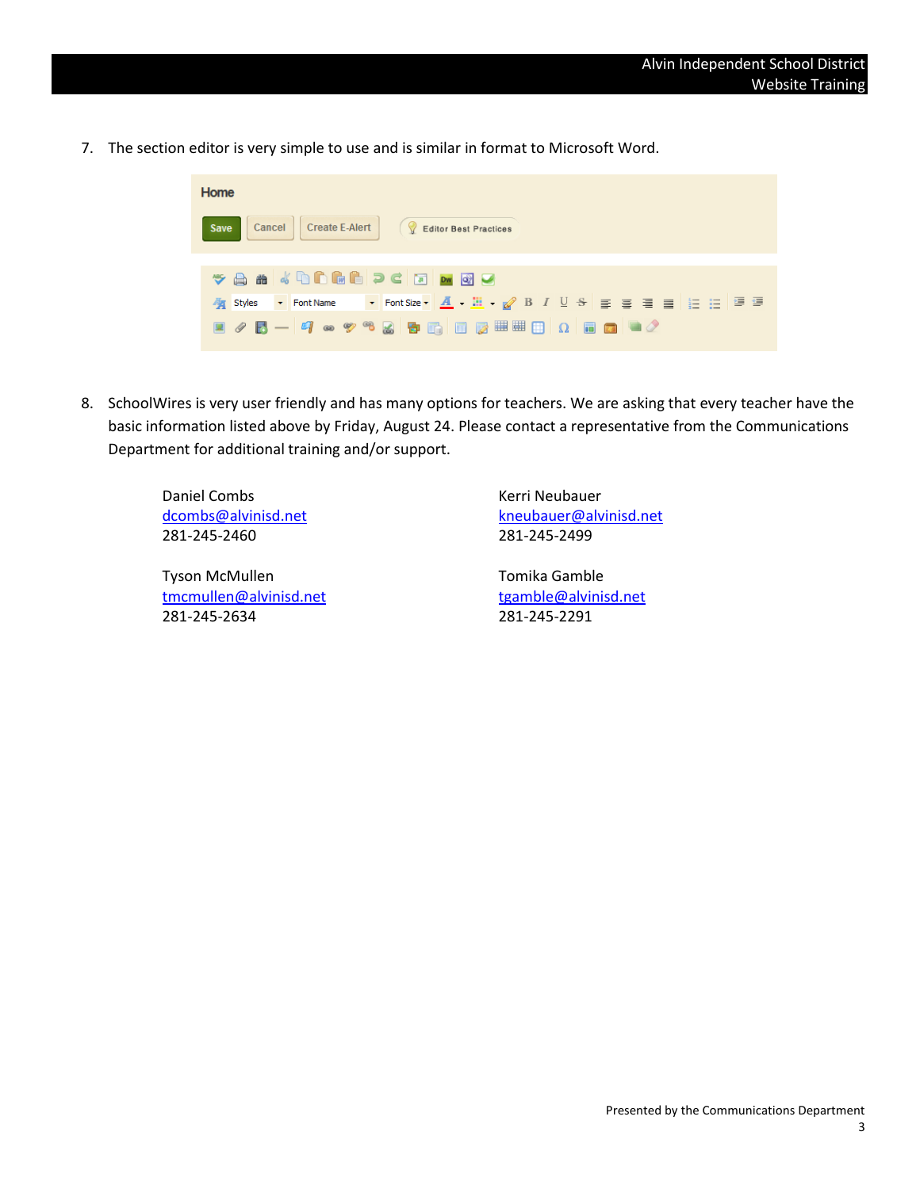7. The section editor is very simple to use and is similar in format to Microsoft Word.

8. SchoolWires is very user friendly and has many options for teachers. We are asking that every teacher have the basic information listed above by Friday, August 24. Please contact a representative from the Communications Department for additional training and/or support.

Daniel Combs
dcombs@alvinisd.net
281-245-2460

Kerri Neubauer
kneubauer@alvinisd.net
281-245-2499

Tyson McMullen
tmcmullen@alvinisd.net
281-245-2634

Tomika Gamble
tgamble@alvinisd.net
281-245-2291